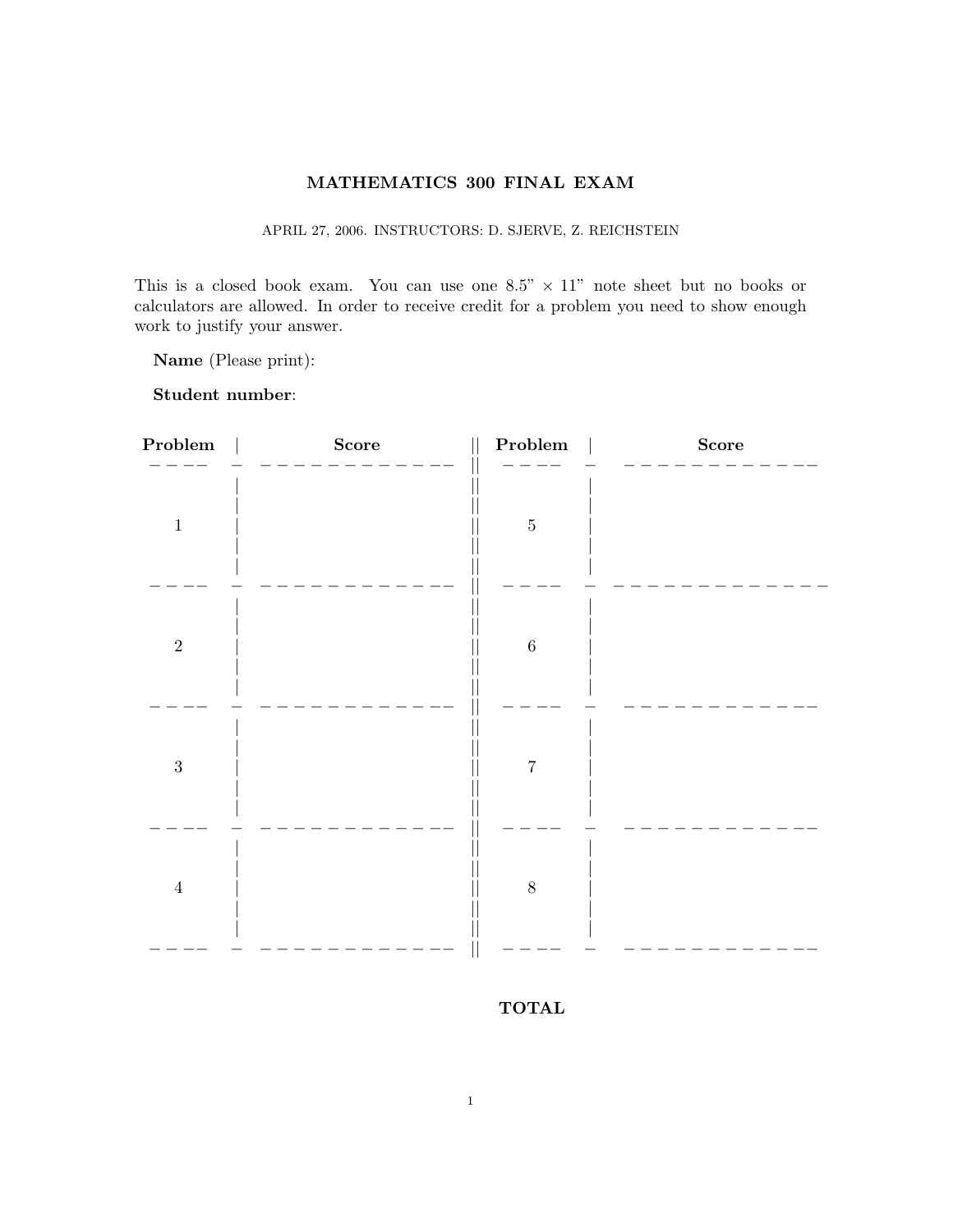# MATHEMATICS 300 FINAL EXAM

APRIL 27, 2006. INSTRUCTORS: D. SJERVE, Z. REICHSTEIN

This is a closed book exam. You can use one 8.5" × 11" note sheet but no books or calculators are allowed. In order to receive credit for a problem you need to show enough work to justify your answer.

**Name** (Please print):

**Student number**:

| **Problem** | **Score** | **Problem** | **Score** |
|---|---|---|---|
| 1 | | 5 | |
| 2 | | 6 | |
| 3 | | 7 | |
| 4 | | 8 | |

**TOTAL**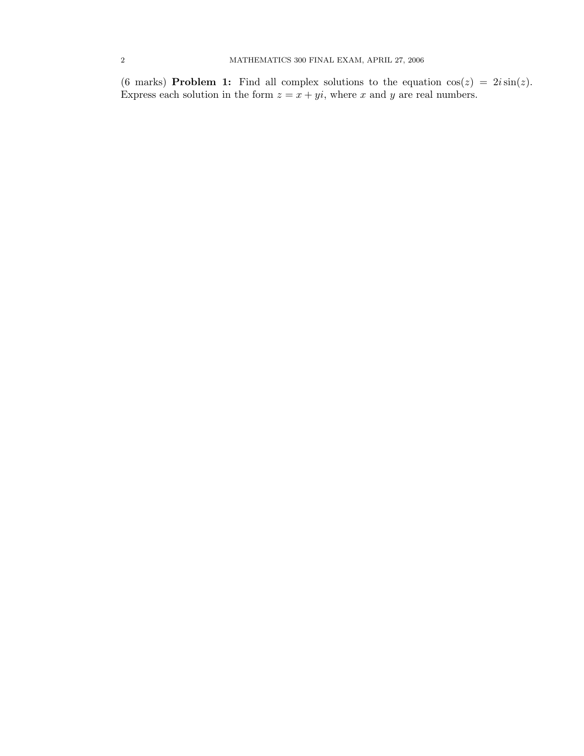(6 marks) **Problem 1:** Find all complex solutions to the equation $\cos(z) = 2i\sin(z)$. Express each solution in the form $z = x + yi$, where $x$ and $y$ are real numbers.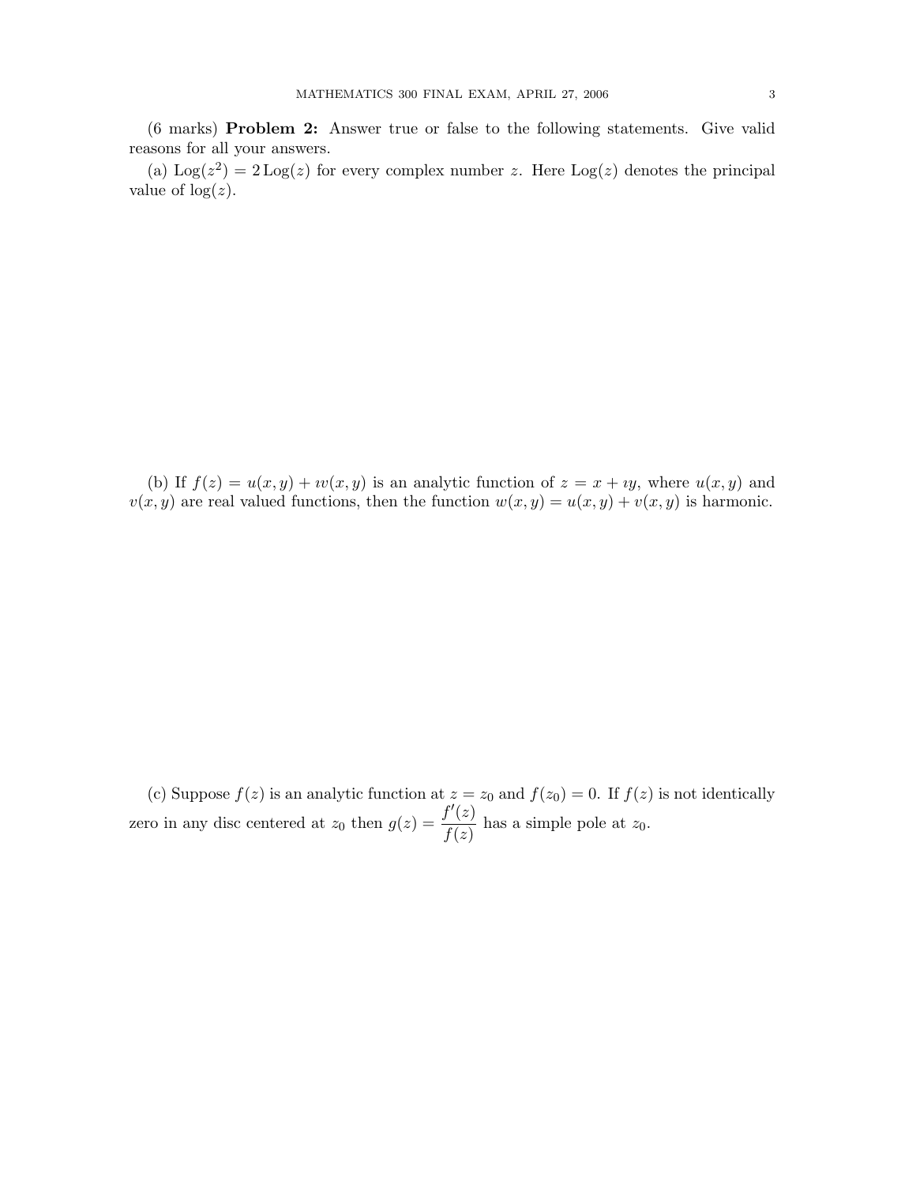(6 marks) **Problem 2:** Answer true or false to the following statements. Give valid reasons for all your answers.

(a) $\operatorname{Log}(z^2) = 2\operatorname{Log}(z)$ for every complex number $z$. Here $\operatorname{Log}(z)$ denotes the principal value of $\log(z)$.

(b) If $f(z) = u(x, y) + \imath v(x, y)$ is an analytic function of $z = x + \imath y$, where $u(x, y)$ and $v(x, y)$ are real valued functions, then the function $w(x, y) = u(x, y) + v(x, y)$ is harmonic.

(c) Suppose $f(z)$ is an analytic function at $z = z_0$ and $f(z_0) = 0$. If $f(z)$ is not identically zero in any disc centered at $z_0$ then $g(z) = \dfrac{f'(z)}{f(z)}$ has a simple pole at $z_0$.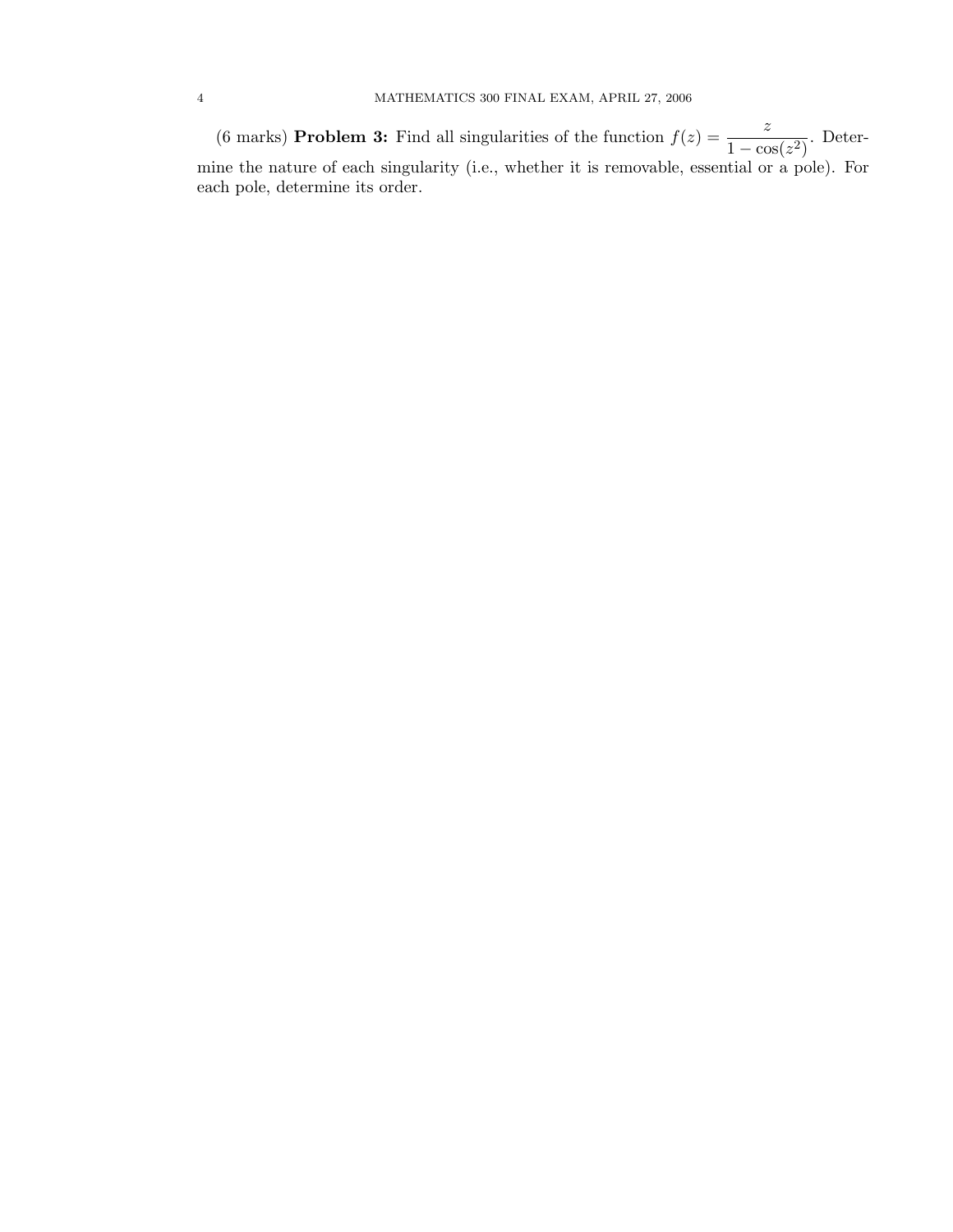(6 marks) **Problem 3:** Find all singularities of the function $f(z) = \dfrac{z}{1 - \cos(z^2)}$. Determine the nature of each singularity (i.e., whether it is removable, essential or a pole). For each pole, determine its order.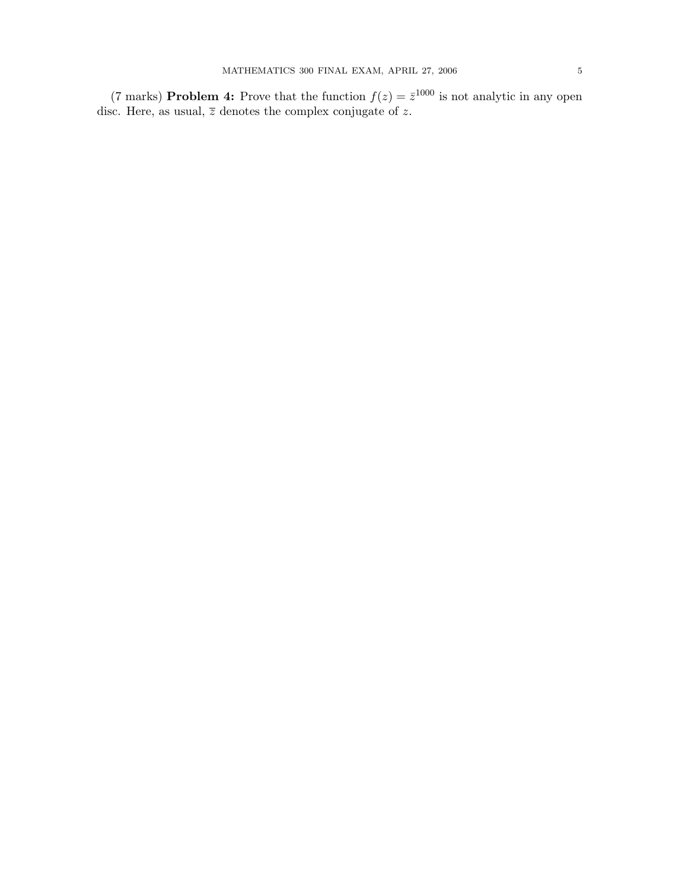(7 marks) **Problem 4:** Prove that the function $f(z) = \bar{z}^{1000}$ is not analytic in any open disc. Here, as usual, $\overline{z}$ denotes the complex conjugate of $z$.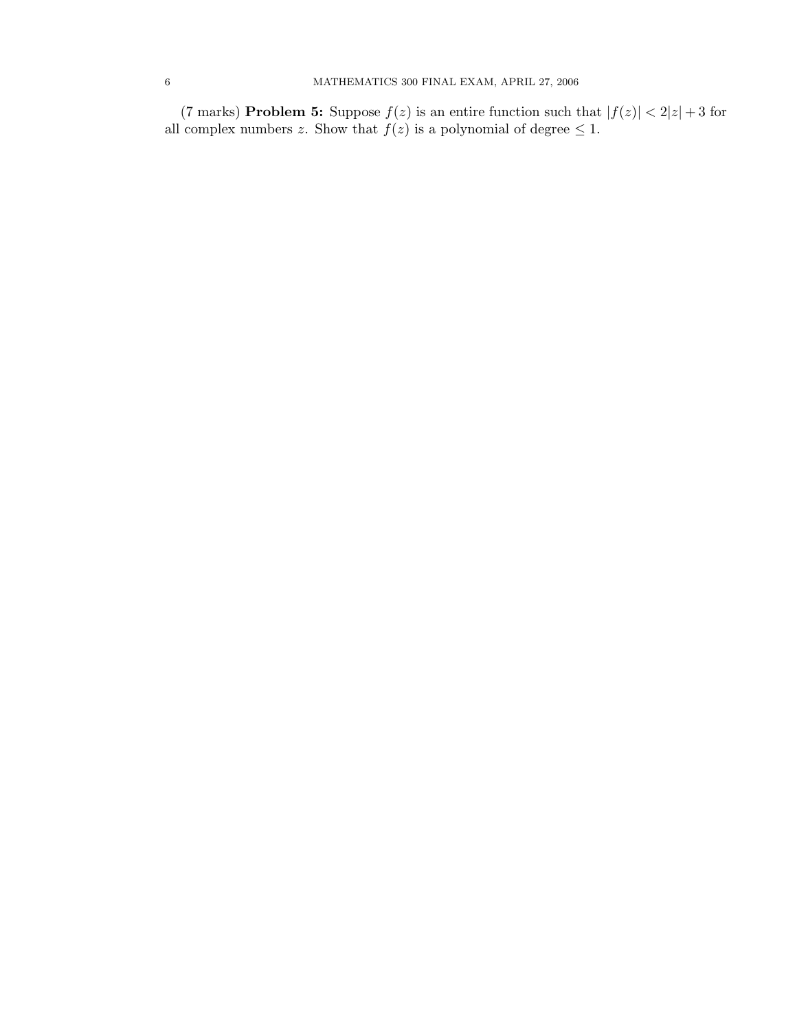(7 marks) **Problem 5:** Suppose $f(z)$ is an entire function such that $|f(z)| < 2|z| + 3$ for all complex numbers $z$. Show that $f(z)$ is a polynomial of degree $\leq 1$.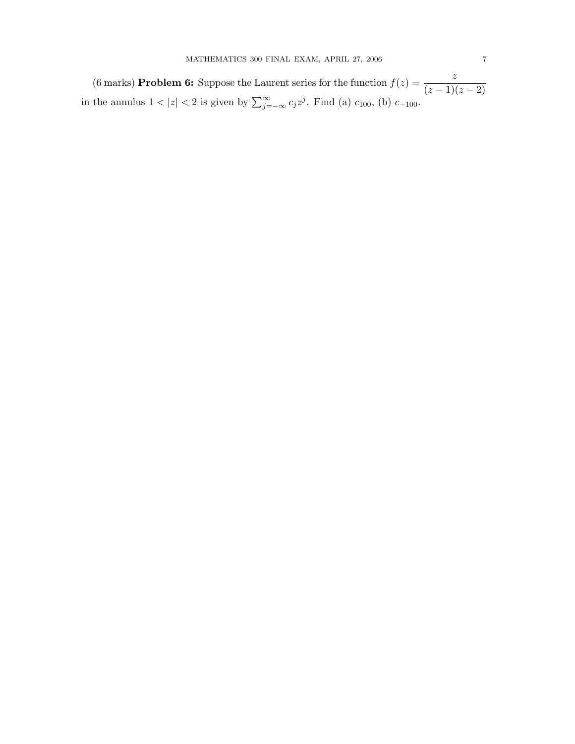(6 marks) **Problem 6:** Suppose the Laurent series for the function $f(z) = \dfrac{z}{(z-1)(z-2)}$ in the annulus $1 < |z| < 2$ is given by $\sum_{j=-\infty}^{\infty} c_j z^j$. Find (a) $c_{100}$, (b) $c_{-100}$.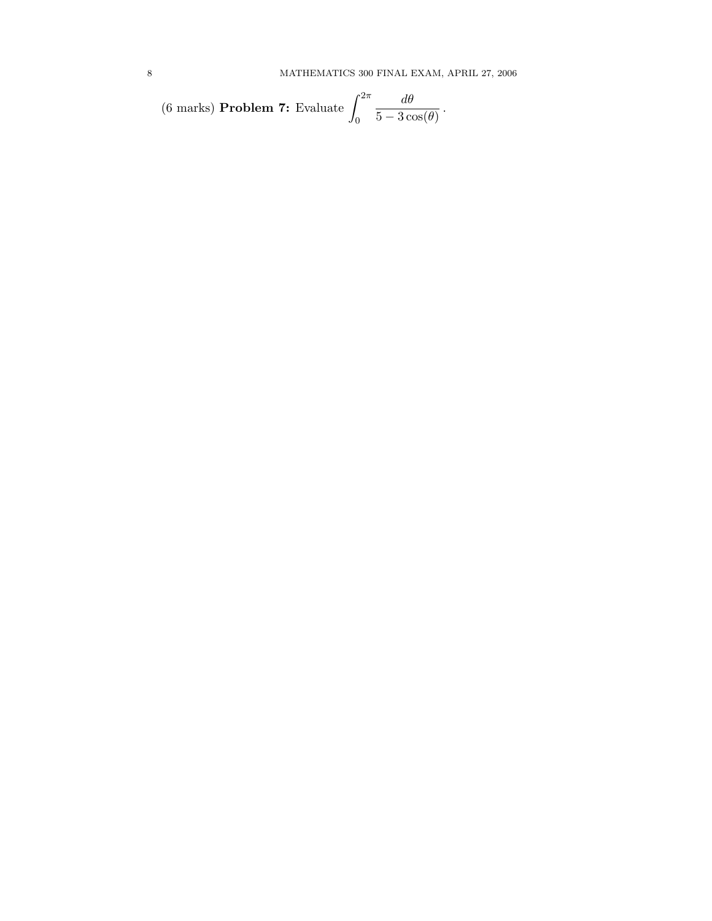(6 marks) **Problem 7:** Evaluate $\displaystyle\int_0^{2\pi} \frac{d\theta}{5 - 3\cos(\theta)}$.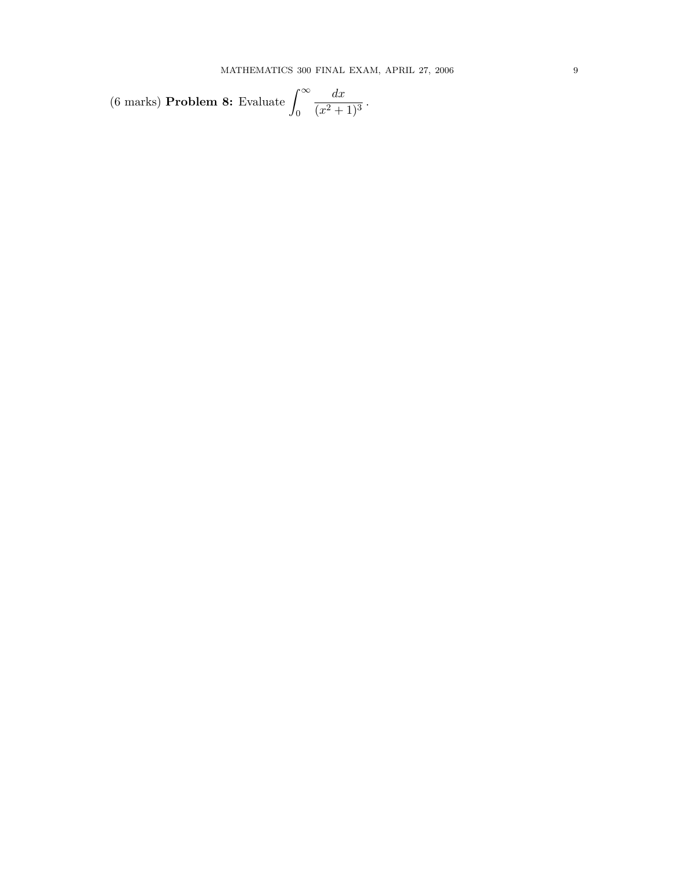(6 marks) **Problem 8:** Evaluate $\displaystyle\int_0^\infty \frac{dx}{(x^2+1)^3}$.